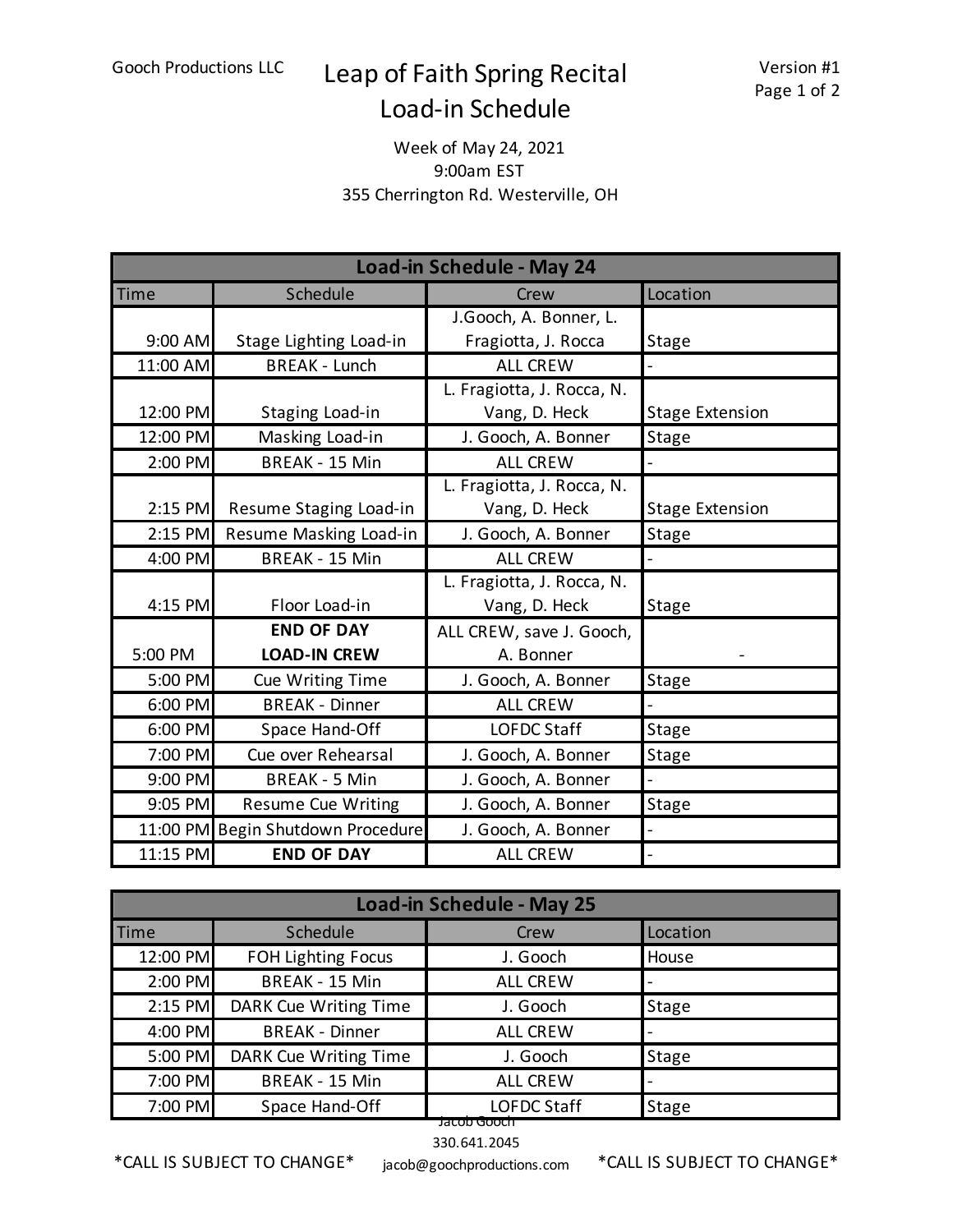Gooch Productions LLC

# Leap of Faith Spring Recital
# Load-in Schedule

Version #1

Week of May 24, 2021
9:00am EST
355 Cherrington Rd. Westerville, OH

| Load-in Schedule - May 24 | | | |
|---|---|---|---|
| Time | Schedule | Crew | Location |
| 9:00 AM | Stage Lighting Load-in | J.Gooch, A. Bonner, L. Fragiotta, J. Rocca | Stage |
| 11:00 AM | BREAK - Lunch | ALL CREW | - |
| 12:00 PM | Staging Load-in | L. Fragiotta, J. Rocca, N. Vang, D. Heck | Stage Extension |
| 12:00 PM | Masking Load-in | J. Gooch, A. Bonner | Stage |
| 2:00 PM | BREAK - 15 Min | ALL CREW | - |
| 2:15 PM | Resume Staging Load-in | L. Fragiotta, J. Rocca, N. Vang, D. Heck | Stage Extension |
| 2:15 PM | Resume Masking Load-in | J. Gooch, A. Bonner | Stage |
| 4:00 PM | BREAK - 15 Min | ALL CREW | - |
| 4:15 PM | Floor Load-in | L. Fragiotta, J. Rocca, N. Vang, D. Heck | Stage |
| 5:00 PM | **END OF DAY LOAD-IN CREW** | ALL CREW, save J. Gooch, A. Bonner | - |
| 5:00 PM | Cue Writing Time | J. Gooch, A. Bonner | Stage |
| 6:00 PM | BREAK - Dinner | ALL CREW | - |
| 6:00 PM | Space Hand-Off | LOFDC Staff | Stage |
| 7:00 PM | Cue over Rehearsal | J. Gooch, A. Bonner | Stage |
| 9:00 PM | BREAK - 5 Min | J. Gooch, A. Bonner | - |
| 9:05 PM | Resume Cue Writing | J. Gooch, A. Bonner | Stage |
| 11:00 PM | Begin Shutdown Procedure | J. Gooch, A. Bonner | - |
| 11:15 PM | **END OF DAY** | ALL CREW | - |

| Load-in Schedule - May 25 | | | |
|---|---|---|---|
| Time | Schedule | Crew | Location |
| 12:00 PM | FOH Lighting Focus | J. Gooch | House |
| 2:00 PM | BREAK - 15 Min | ALL CREW | - |
| 2:15 PM | DARK Cue Writing Time | J. Gooch | Stage |
| 4:00 PM | BREAK - Dinner | ALL CREW | - |
| 5:00 PM | DARK Cue Writing Time | J. Gooch | Stage |
| 7:00 PM | BREAK - 15 Min | ALL CREW | - |
| 7:00 PM | Space Hand-Off | LOFDC Staff | Stage |

*CALL IS SUBJECT TO CHANGE*

Jacob Gooch
330.641.2045
jacob@goochproductions.com

*CALL IS SUBJECT TO CHANGE*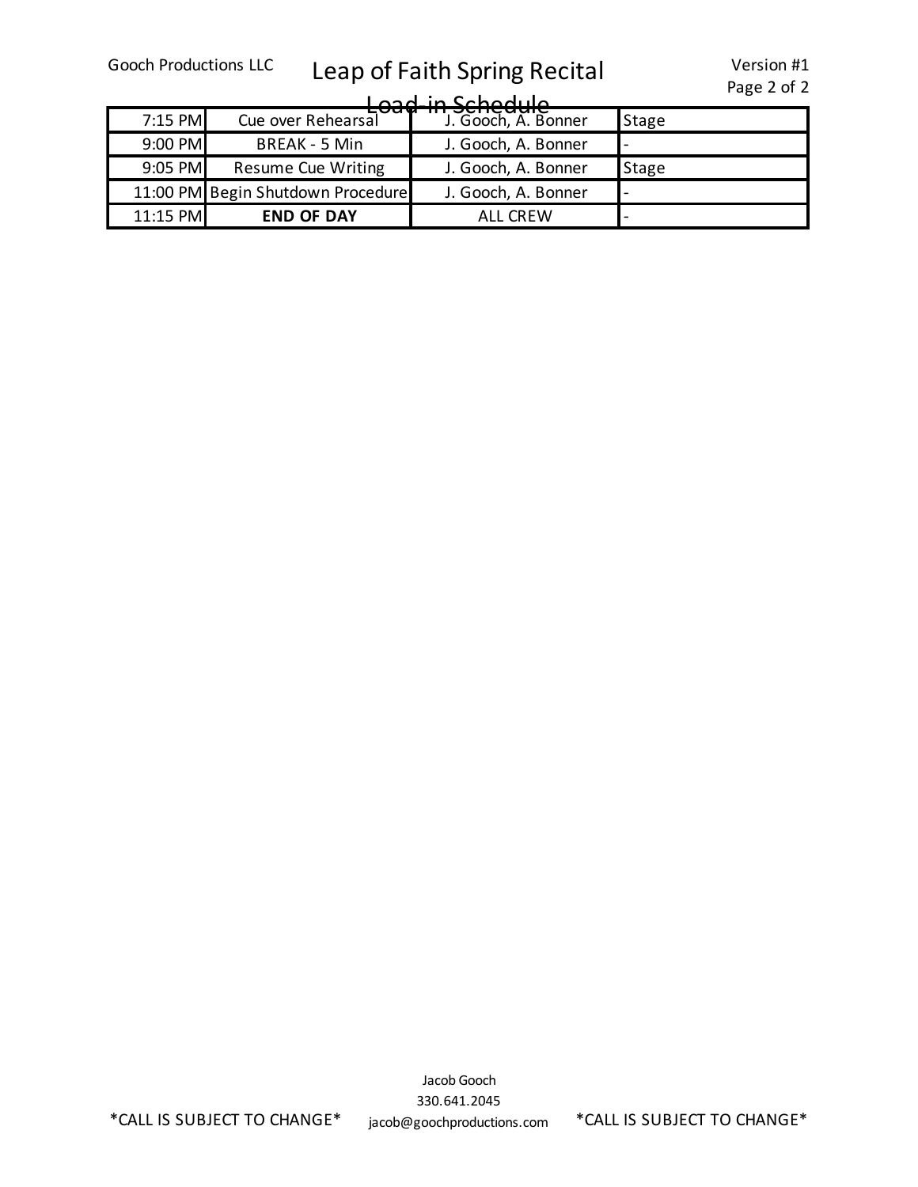| | | | |
|---|---|---|---|
| 7:15 PM | Cue over Rehearsal | J. Gooch, A. Bonner | Stage |
| 9:00 PM | BREAK - 5 Min | J. Gooch, A. Bonner | - |
| 9:05 PM | Resume Cue Writing | J. Gooch, A. Bonner | Stage |
| 11:00 PM | Begin Shutdown Procedure | J. Gooch, A. Bonner | - |
| 11:15 PM | **END OF DAY** | ALL CREW | - |